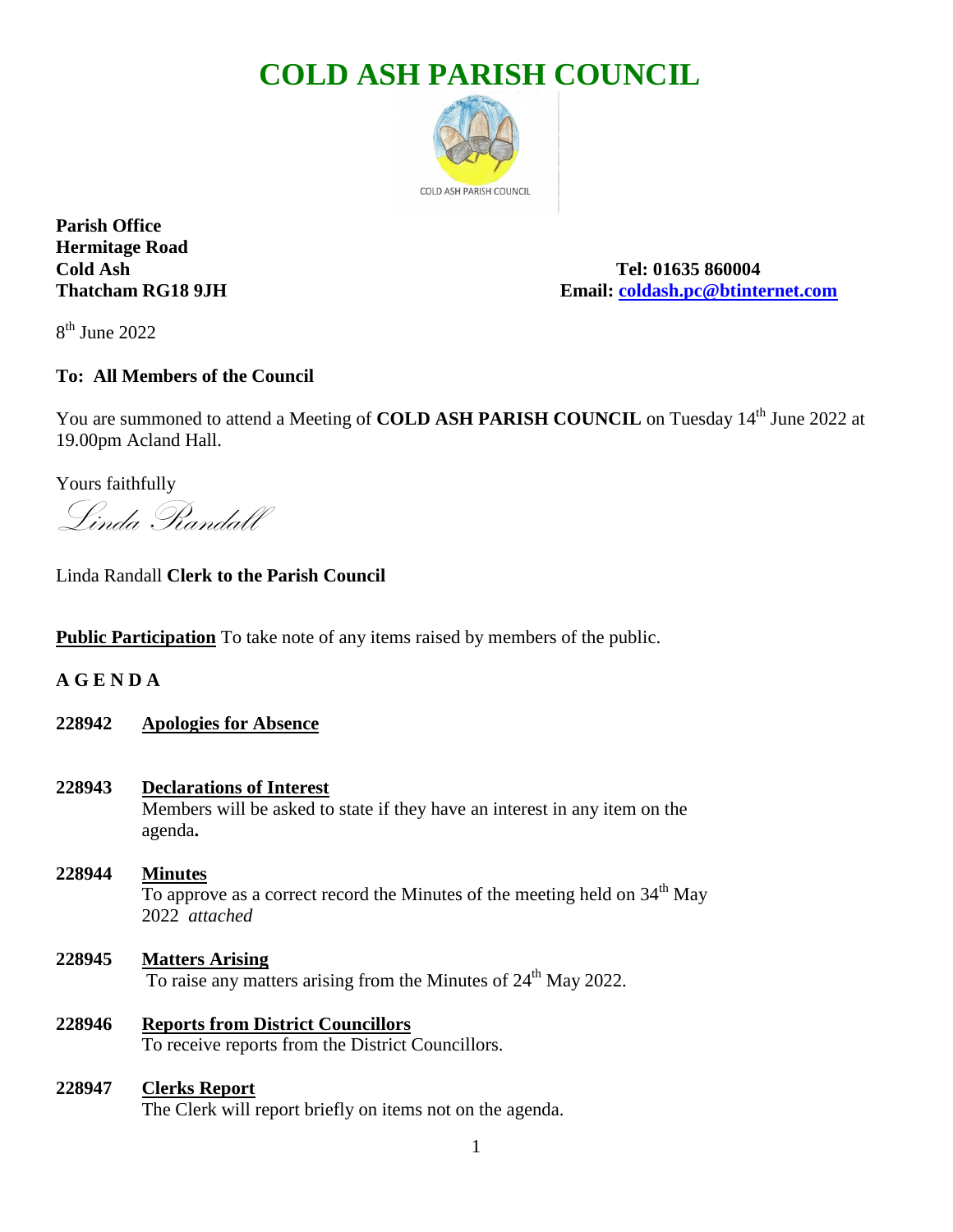# COLD ASH PARISH COUNCIL

**Parish Office**
**Hermitage Road**
**Cold Ash** **Tel: 01635 860004**
**Thatcham RG18 9JH** **Email: coldash.pc@btinternet.com**

8th June 2022

**To: All Members of the Council**

You are summoned to attend a Meeting of **COLD ASH PARISH COUNCIL** on Tuesday 14th June 2022 at 19.00pm Acland Hall.

Yours faithfully

*Linda Randall*

Linda Randall **Clerk to the Parish Council**

**Public Participation** To take note of any items raised by members of the public.

## A G E N D A

**228942 Apologies for Absence**

**228943 Declarations of Interest**
Members will be asked to state if they have an interest in any item on the agenda**.**

**228944 Minutes**
To approve as a correct record the Minutes of the meeting held on 34th May 2022 *attached*

**228945 Matters Arising**
To raise any matters arising from the Minutes of 24th May 2022.

**228946 Reports from District Councillors**
To receive reports from the District Councillors.

**228947 Clerks Report**
The Clerk will report briefly on items not on the agenda.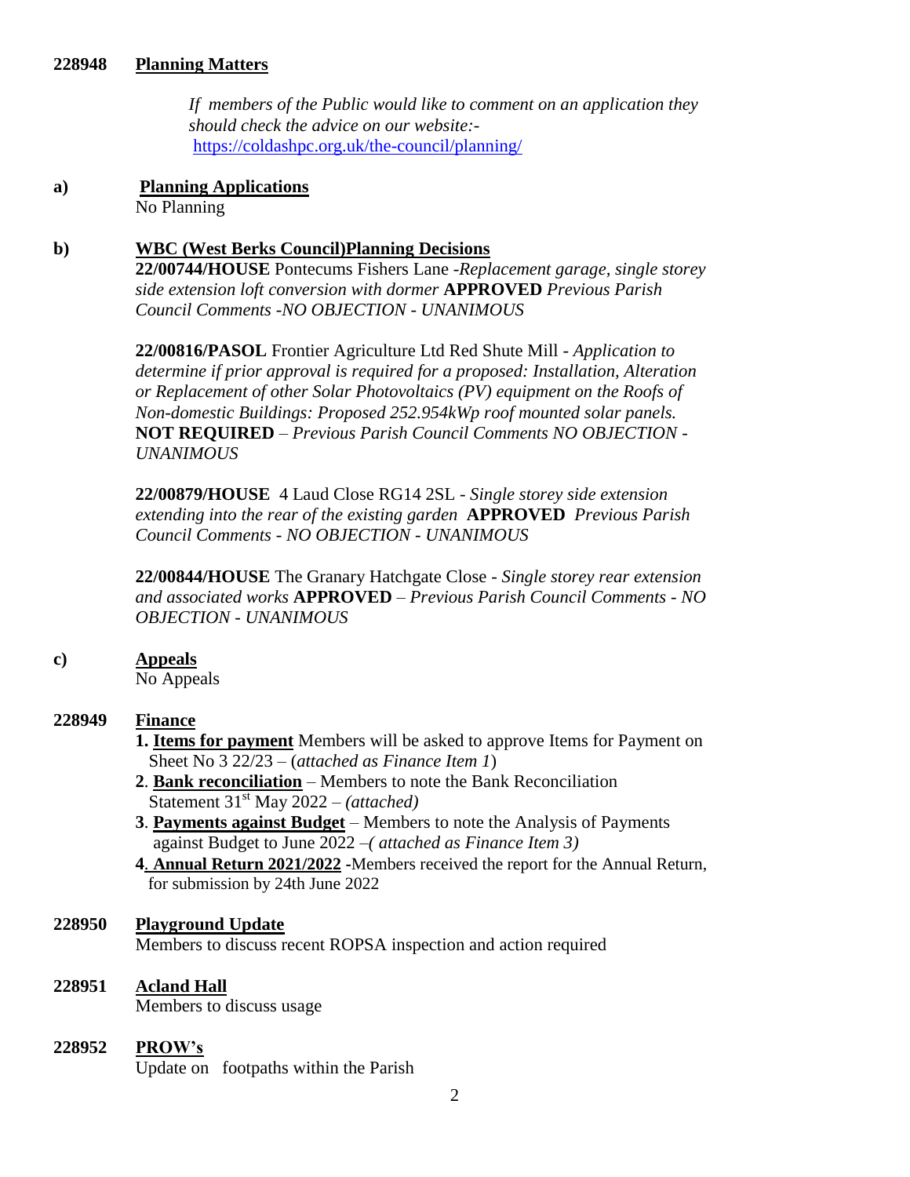**228948 Planning Matters**

*If members of the Public would like to comment on an application they should check the advice on our website:- https://coldashpc.org.uk/the-council/planning/*

**a) Planning Applications**

No Planning

**b) WBC (West Berks Council)Planning Decisions**

**22/00744/HOUSE** Pontecums Fishers Lane -*Replacement garage, single storey side extension loft conversion with dormer* **APPROVED** *Previous Parish Council Comments -NO OBJECTION - UNANIMOUS*

**22/00816/PASOL** Frontier Agriculture Ltd Red Shute Mill - *Application to determine if prior approval is required for a proposed: Installation, Alteration or Replacement of other Solar Photovoltaics (PV) equipment on the Roofs of Non-domestic Buildings: Proposed 252.954kWp roof mounted solar panels.* **NOT REQUIRED** – *Previous Parish Council Comments NO OBJECTION - UNANIMOUS*

**22/00879/HOUSE** 4 Laud Close RG14 2SL - *Single storey side extension extending into the rear of the existing garden* **APPROVED** *Previous Parish Council Comments - NO OBJECTION - UNANIMOUS*

**22/00844/HOUSE** The Granary Hatchgate Close - *Single storey rear extension and associated works* **APPROVED** – *Previous Parish Council Comments - NO OBJECTION - UNANIMOUS*

**c) Appeals**

No Appeals

**228949 Finance**

1. **Items for payment** Members will be asked to approve Items for Payment on Sheet No 3 22/23 – (*attached as Finance Item 1*)
2. **Bank reconciliation** – Members to note the Bank Reconciliation Statement 31st May 2022 – *(attached)*
3. **Payments against Budget** – Members to note the Analysis of Payments against Budget to June 2022 –*( attached as Finance Item 3)*
4. **Annual Return 2021/2022** -Members received the report for the Annual Return, for submission by 24th June 2022

**228950 Playground Update**

Members to discuss recent ROPSA inspection and action required

**228951 Acland Hall**

Members to discuss usage

**228952 PROW's**

Update on footpaths within the Parish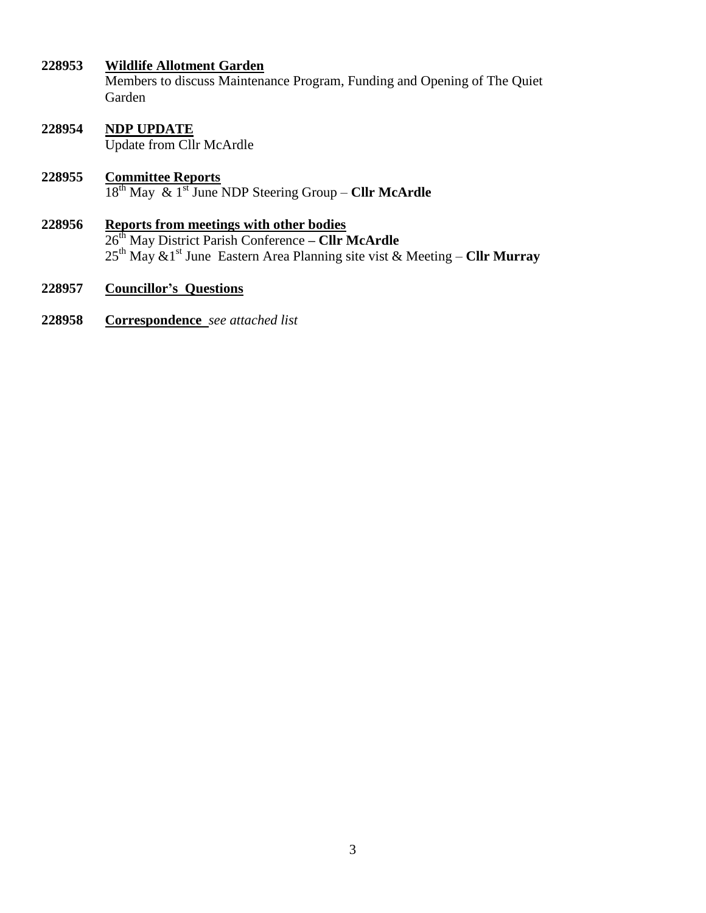**228953** **Wildlife Allotment Garden**
Members to discuss Maintenance Program, Funding and Opening of The Quiet Garden

**228954** **NDP UPDATE**
Update from Cllr McArdle

**228955** **Committee Reports**
18th May & 1st June NDP Steering Group – **Cllr McArdle**

**228956** **Reports from meetings with other bodies**
26th May District Parish Conference **– Cllr McArdle**
25th May &1st June Eastern Area Planning site vist & Meeting – **Cllr Murray**

**228957** **Councillor's Questions**

**228958** **Correspondence** *see attached list*